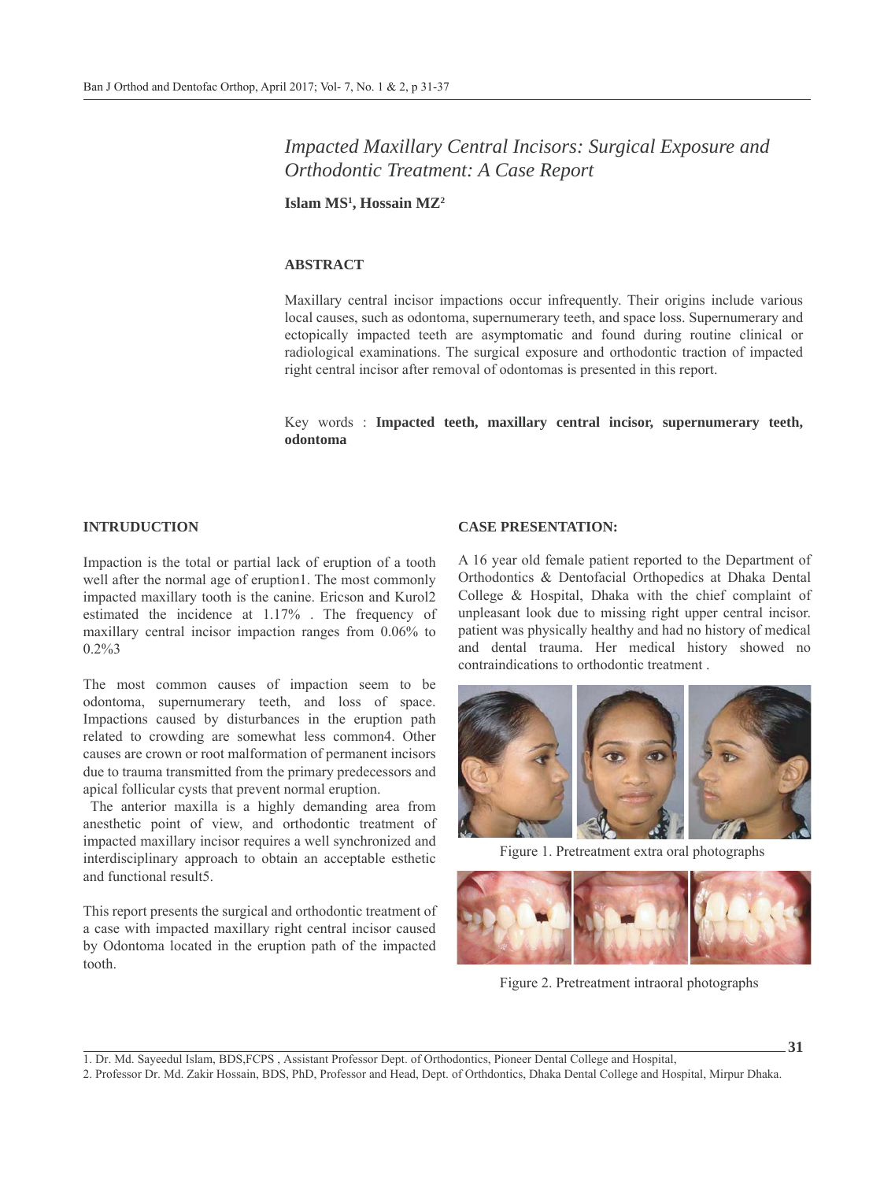# Impacted Maxillary Central Incisors: Surgical Exposure and Orthodontic Treatment: A Case Report

**Islam MS[1], Hossain MZ[2]**

## ABSTRACT

Maxillary central incisor impactions occur infrequently. Their origins include various local causes, such as odontoma, supernumerary teeth, and space loss. Supernumerary and ectopically impacted teeth are asymptomatic and found during routine clinical or radiological examinations. The surgical exposure and orthodontic traction of impacted right central incisor after removal of odontomas is presented in this report.

Key words : **Impacted teeth, maxillary central incisor, supernumerary teeth, odontoma**

## INTRUDUCTION

Impaction is the total or partial lack of eruption of a tooth well after the normal age of eruption1. The most commonly impacted maxillary tooth is the canine. Ericson and Kurol2 estimated the incidence at 1.17% . The frequency of maxillary central incisor impaction ranges from 0.06% to 0.2%3

The most common causes of impaction seem to be odontoma, supernumerary teeth, and loss of space. Impactions caused by disturbances in the eruption path related to crowding are somewhat less common4. Other causes are crown or root malformation of permanent incisors due to trauma transmitted from the primary predecessors and apical follicular cysts that prevent normal eruption.

The anterior maxilla is a highly demanding area from anesthetic point of view, and orthodontic treatment of impacted maxillary incisor requires a well synchronized and interdisciplinary approach to obtain an acceptable esthetic and functional result5.

This report presents the surgical and orthodontic treatment of a case with impacted maxillary right central incisor caused by Odontoma located in the eruption path of the impacted tooth.

## CASE PRESENTATION:

A 16 year old female patient reported to the Department of Orthodontics & Dentofacial Orthopedics at Dhaka Dental College & Hospital, Dhaka with the chief complaint of unpleasant look due to missing right upper central incisor. patient was physically healthy and had no history of medical and dental trauma. Her medical history showed no contraindications to orthodontic treatment .

Figure 1. Pretreatment extra oral photographs

Figure 2. Pretreatment intraoral photographs

---

1. Dr. Md. Sayeedul Islam, BDS,FCPS , Assistant Professor Dept. of Orthodontics, Pioneer Dental College and Hospital,
2. Professor Dr. Md. Zakir Hossain, BDS, PhD, Professor and Head, Dept. of Orthdontics, Dhaka Dental College and Hospital, Mirpur Dhaka.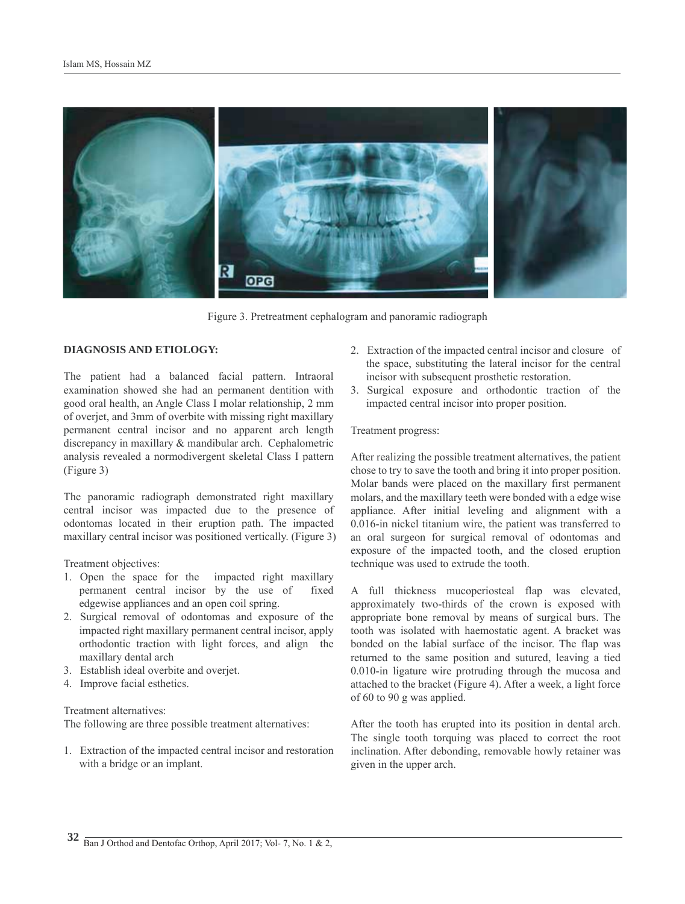Figure 3. Pretreatment cephalogram and panoramic radiograph

**DIAGNOSIS AND ETIOLOGY:**

The patient had a balanced facial pattern. Intraoral examination showed she had an permanent dentition with good oral health, an Angle Class I molar relationship, 2 mm of overjet, and 3mm of overbite with missing right maxillary permanent central incisor and no apparent arch length discrepancy in maxillary & mandibular arch. Cephalometric analysis revealed a normodivergent skeletal Class I pattern (Figure 3)

The panoramic radiograph demonstrated right maxillary central incisor was impacted due to the presence of odontomas located in their eruption path. The impacted maxillary central incisor was positioned vertically. (Figure 3)

Treatment objectives:

1. Open the space for the impacted right maxillary permanent central incisor by the use of fixed edgewise appliances and an open coil spring.
2. Surgical removal of odontomas and exposure of the impacted right maxillary permanent central incisor, apply orthodontic traction with light forces, and align the maxillary dental arch
3. Establish ideal overbite and overjet.
4. Improve facial esthetics.

Treatment alternatives:

The following are three possible treatment alternatives:

1. Extraction of the impacted central incisor and restoration with a bridge or an implant.
2. Extraction of the impacted central incisor and closure of the space, substituting the lateral incisor for the central incisor with subsequent prosthetic restoration.
3. Surgical exposure and orthodontic traction of the impacted central incisor into proper position.

Treatment progress:

After realizing the possible treatment alternatives, the patient chose to try to save the tooth and bring it into proper position. Molar bands were placed on the maxillary first permanent molars, and the maxillary teeth were bonded with a edge wise appliance. After initial leveling and alignment with a 0.016-in nickel titanium wire, the patient was transferred to an oral surgeon for surgical removal of odontomas and exposure of the impacted tooth, and the closed eruption technique was used to extrude the tooth.

A full thickness mucoperiosteal flap was elevated, approximately two-thirds of the crown is exposed with appropriate bone removal by means of surgical burs. The tooth was isolated with haemostatic agent. A bracket was bonded on the labial surface of the incisor. The flap was returned to the same position and sutured, leaving a tied 0.010-in ligature wire protruding through the mucosa and attached to the bracket (Figure 4). After a week, a light force of 60 to 90 g was applied.

After the tooth has erupted into its position in dental arch. The single tooth torquing was placed to correct the root inclination. After debonding, removable howly retainer was given in the upper arch.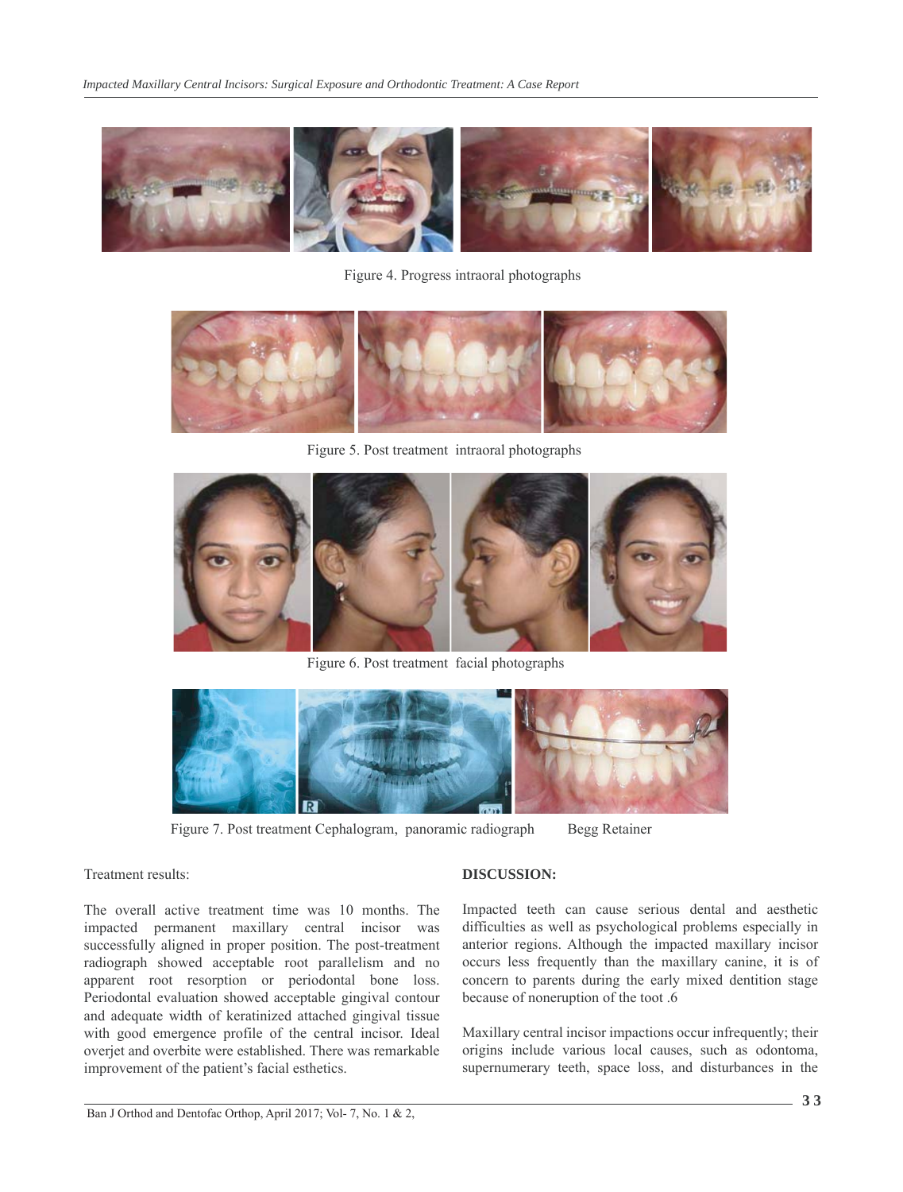Figure 4. Progress intraoral photographs

Figure 5. Post treatment intraoral photographs

Figure 6. Post treatment facial photographs

Figure 7. Post treatment Cephalogram, panoramic radiograph Begg Retainer

Treatment results:

The overall active treatment time was 10 months. The impacted permanent maxillary central incisor was successfully aligned in proper position. The post-treatment radiograph showed acceptable root parallelism and no apparent root resorption or periodontal bone loss. Periodontal evaluation showed acceptable gingival contour and adequate width of keratinized attached gingival tissue with good emergence profile of the central incisor. Ideal overjet and overbite were established. There was remarkable improvement of the patient's facial esthetics.

## DISCUSSION:

Impacted teeth can cause serious dental and aesthetic difficulties as well as psychological problems especially in anterior regions. Although the impacted maxillary incisor occurs less frequently than the maxillary canine, it is of concern to parents during the early mixed dentition stage because of noneruption of the toot .6

Maxillary central incisor impactions occur infrequently; their origins include various local causes, such as odontoma, supernumerary teeth, space loss, and disturbances in the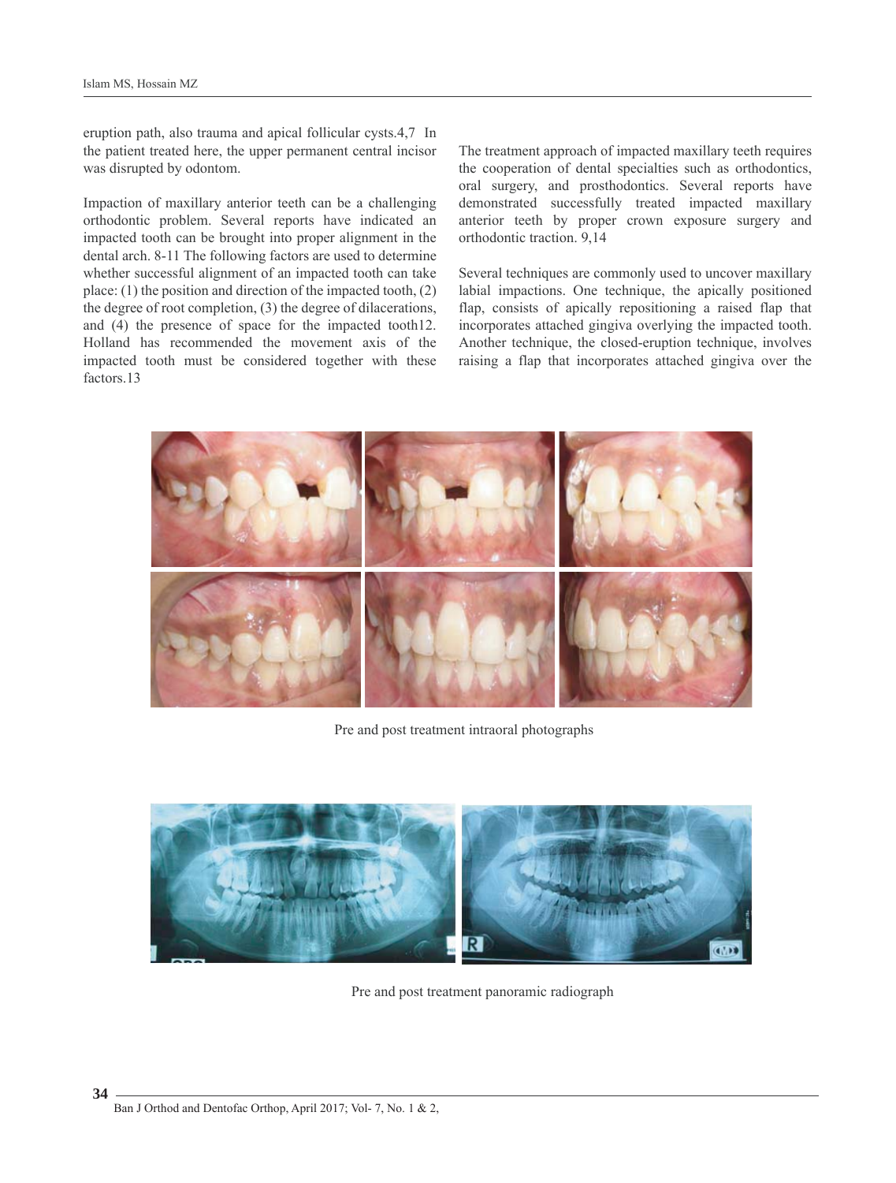eruption path, also trauma and apical follicular cysts.4,7 In the patient treated here, the upper permanent central incisor was disrupted by odontom.

Impaction of maxillary anterior teeth can be a challenging orthodontic problem. Several reports have indicated an impacted tooth can be brought into proper alignment in the dental arch. 8-11 The following factors are used to determine whether successful alignment of an impacted tooth can take place: (1) the position and direction of the impacted tooth, (2) the degree of root completion, (3) the degree of dilacerations, and (4) the presence of space for the impacted tooth12. Holland has recommended the movement axis of the impacted tooth must be considered together with these factors.13

The treatment approach of impacted maxillary teeth requires the cooperation of dental specialties such as orthodontics, oral surgery, and prosthodontics. Several reports have demonstrated successfully treated impacted maxillary anterior teeth by proper crown exposure surgery and orthodontic traction. 9,14

Several techniques are commonly used to uncover maxillary labial impactions. One technique, the apically positioned flap, consists of apically repositioning a raised flap that incorporates attached gingiva overlying the impacted tooth. Another technique, the closed-eruption technique, involves raising a flap that incorporates attached gingiva over the

Pre and post treatment intraoral photographs

Pre and post treatment panoramic radiograph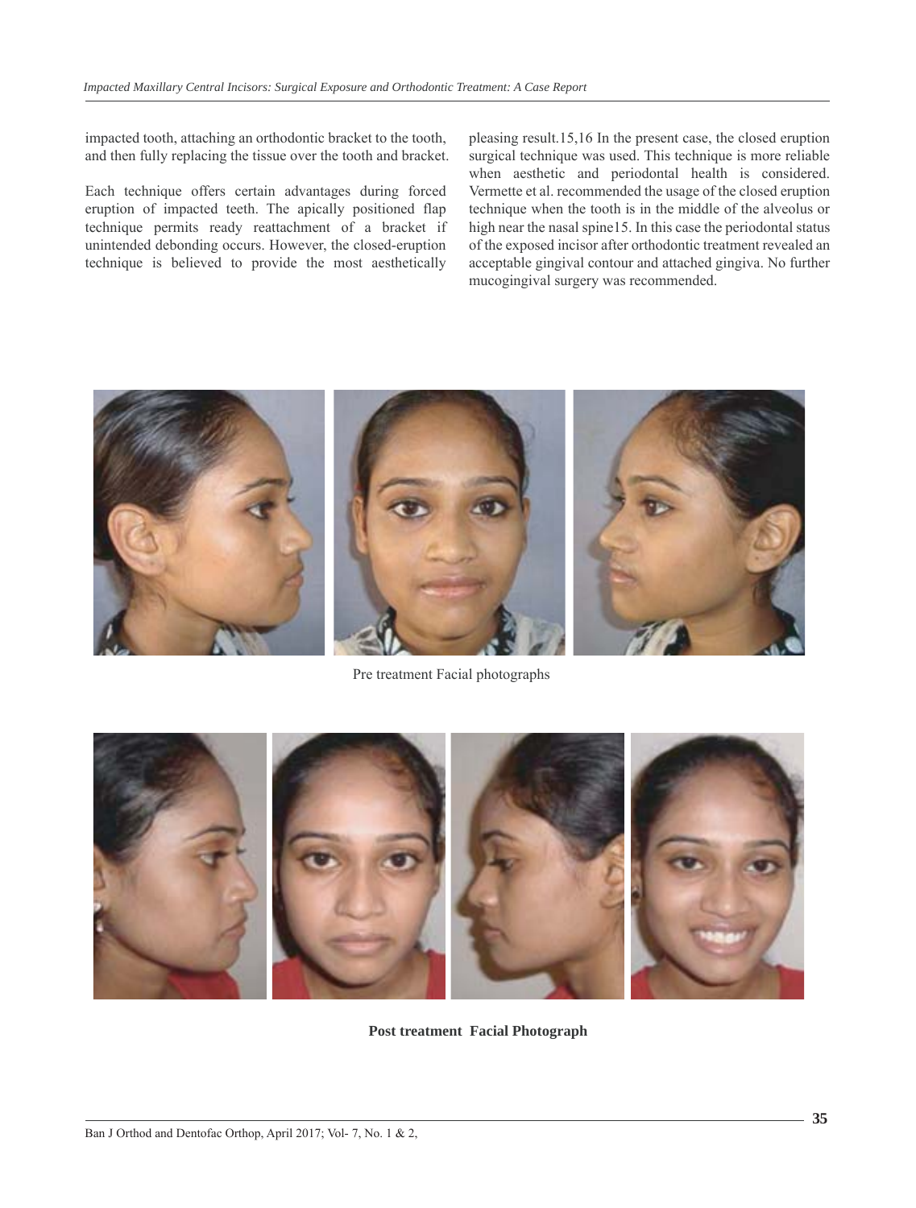impacted tooth, attaching an orthodontic bracket to the tooth, and then fully replacing the tissue over the tooth and bracket.

Each technique offers certain advantages during forced eruption of impacted teeth. The apically positioned flap technique permits ready reattachment of a bracket if unintended debonding occurs. However, the closed-eruption technique is believed to provide the most aesthetically pleasing result.15,16 In the present case, the closed eruption surgical technique was used. This technique is more reliable when aesthetic and periodontal health is considered. Vermette et al. recommended the usage of the closed eruption technique when the tooth is in the middle of the alveolus or high near the nasal spine15. In this case the periodontal status of the exposed incisor after orthodontic treatment revealed an acceptable gingival contour and attached gingiva. No further mucogingival surgery was recommended.

Pre treatment Facial photographs

**Post treatment Facial Photograph**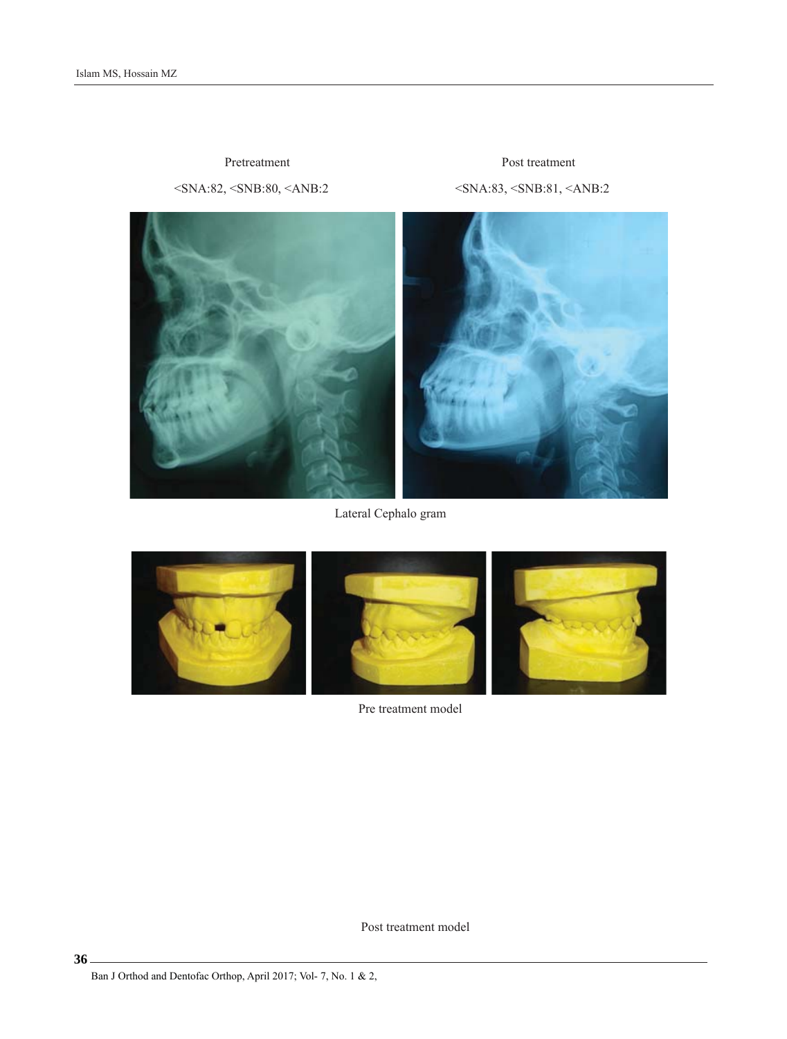Pretreatment

<SNA:82, <SNB:80, <ANB:2

Post treatment

<SNA:83, <SNB:81, <ANB:2

Lateral Cephalo gram

Pre treatment model

Post treatment model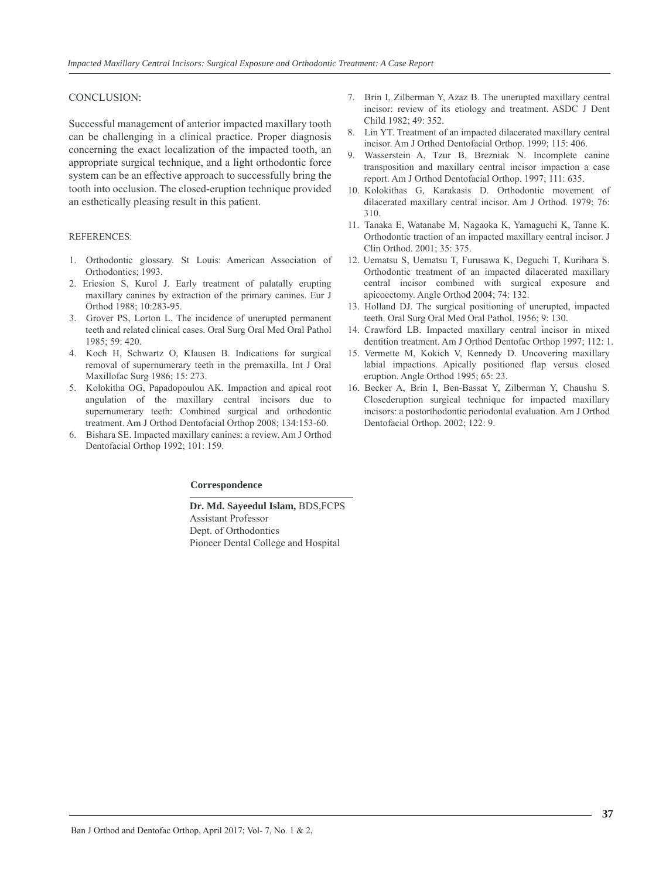## CONCLUSION:

Successful management of anterior impacted maxillary tooth can be challenging in a clinical practice. Proper diagnosis concerning the exact localization of the impacted tooth, an appropriate surgical technique, and a light orthodontic force system can be an effective approach to successfully bring the tooth into occlusion. The closed-eruption technique provided an esthetically pleasing result in this patient.

## REFERENCES:

1. Orthodontic glossary. St Louis: American Association of Orthodontics; 1993.
2. Ericsion S, Kurol J. Early treatment of palatally erupting maxillary canines by extraction of the primary canines. Eur J Orthod 1988; 10:283-95.
3. Grover PS, Lorton L. The incidence of unerupted permanent teeth and related clinical cases. Oral Surg Oral Med Oral Pathol 1985; 59: 420.
4. Koch H, Schwartz O, Klausen B. Indications for surgical removal of supernumerary teeth in the premaxilla. Int J Oral Maxillofac Surg 1986; 15: 273.
5. Kolokitha OG, Papadopoulou AK. Impaction and apical root angulation of the maxillary central incisors due to supernumerary teeth: Combined surgical and orthodontic treatment. Am J Orthod Dentofacial Orthop 2008; 134:153-60.
6. Bishara SE. Impacted maxillary canines: a review. Am J Orthod Dentofacial Orthop 1992; 101: 159.
7. Brin I, Zilberman Y, Azaz B. The unerupted maxillary central incisor: review of its etiology and treatment. ASDC J Dent Child 1982; 49: 352.
8. Lin YT. Treatment of an impacted dilacerated maxillary central incisor. Am J Orthod Dentofacial Orthop. 1999; 115: 406.
9. Wasserstein A, Tzur B, Brezniak N. Incomplete canine transposition and maxillary central incisor impaction a case report. Am J Orthod Dentofacial Orthop. 1997; 111: 635.
10. Kolokithas G, Karakasis D. Orthodontic movement of dilacerated maxillary central incisor. Am J Orthod. 1979; 76: 310.
11. Tanaka E, Watanabe M, Nagaoka K, Yamaguchi K, Tanne K. Orthodontic traction of an impacted maxillary central incisor. J Clin Orthod. 2001; 35: 375.
12. Uematsu S, Uematsu T, Furusawa K, Deguchi T, Kurihara S. Orthodontic treatment of an impacted dilacerated maxillary central incisor combined with surgical exposure and apicoectomy. Angle Orthod 2004; 74: 132.
13. Holland DJ. The surgical positioning of unerupted, impacted teeth. Oral Surg Oral Med Oral Pathol. 1956; 9: 130.
14. Crawford LB. Impacted maxillary central incisor in mixed dentition treatment. Am J Orthod Dentofac Orthop 1997; 112: 1.
15. Vermette M, Kokich V, Kennedy D. Uncovering maxillary labial impactions. Apically positioned flap versus closed eruption. Angle Orthod 1995; 65: 23.
16. Becker A, Brin I, Ben-Bassat Y, Zilberman Y, Chaushu S. Closederuption surgical technique for impacted maxillary incisors: a postorthodontic periodontal evaluation. Am J Orthod Dentofacial Orthop. 2002; 122: 9.

**Correspondence**

**Dr. Md. Sayeedul Islam,** BDS,FCPS
Assistant Professor
Dept. of Orthodontics
Pioneer Dental College and Hospital